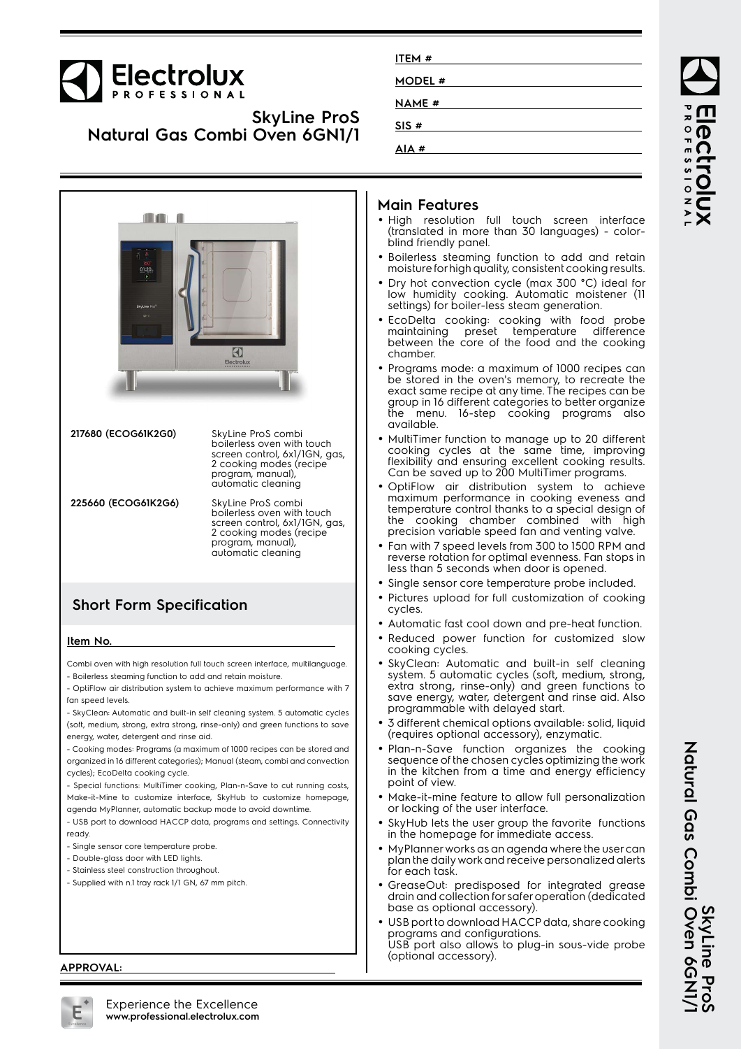# Electrolux PROFESSIONAL

## SkyLine ProS Natural Gas Combi Oven 6GN1/1

ITEM #

MODEL #

NAME #

SIS #

AIA #

| | |
|---|---|
| **217680 (ECOG61K2G0)** | SkyLine ProS combi boilerless oven with touch screen control, 6x1/1GN, gas, 2 cooking modes (recipe program, manual), automatic cleaning |
| **225660 (ECOG61K2G6)** | SkyLine ProS combi boilerless oven with touch screen control, 6x1/1GN, gas, 2 cooking modes (recipe program, manual), automatic cleaning |

## Short Form Specification

**Item No.**

Combi oven with high resolution full touch screen interface, multilanguage.
- Boilerless steaming function to add and retain moisture.
- OptiFlow air distribution system to achieve maximum performance with 7 fan speed levels.
- SkyClean: Automatic and built-in self cleaning system. 5 automatic cycles (soft, medium, strong, extra strong, rinse-only) and green functions to save energy, water, detergent and rinse aid.
- Cooking modes: Programs (a maximum of 1000 recipes can be stored and organized in 16 different categories); Manual (steam, combi and convection cycles); EcoDelta cooking cycle.
- Special functions: MultiTimer cooking, Plan-n-Save to cut running costs, Make-it-Mine to customize interface, SkyHub to customize homepage, agenda MyPlanner, automatic backup mode to avoid downtime.
- USB port to download HACCP data, programs and settings. Connectivity ready.
- Single sensor core temperature probe.
- Double-glass door with LED lights.
- Stainless steel construction throughout.
- Supplied with n.1 tray rack 1/1 GN, 67 mm pitch.

**APPROVAL:**

## Main Features

- High resolution full touch screen interface (translated in more than 30 languages) - color-blind friendly panel.
- Boilerless steaming function to add and retain moisture for high quality, consistent cooking results.
- Dry hot convection cycle (max 300 °C) ideal for low humidity cooking. Automatic moistener (11 settings) for boiler-less steam generation.
- EcoDelta cooking: cooking with food probe maintaining preset temperature difference between the core of the food and the cooking chamber.
- Programs mode: a maximum of 1000 recipes can be stored in the oven's memory, to recreate the exact same recipe at any time. The recipes can be group in 16 different categories to better organize the menu. 16-step cooking programs also available.
- MultiTimer function to manage up to 20 different cooking cycles at the same time, improving flexibility and ensuring excellent cooking results. Can be saved up to 200 MultiTimer programs.
- OptiFlow air distribution system to achieve maximum performance in cooking eveness and temperature control thanks to a special design of the cooking chamber combined with high precision variable speed fan and venting valve.
- Fan with 7 speed levels from 300 to 1500 RPM and reverse rotation for optimal evenness. Fan stops in less than 5 seconds when door is opened.
- Single sensor core temperature probe included.
- Pictures upload for full customization of cooking cycles.
- Automatic fast cool down and pre-heat function.
- Reduced power function for customized slow cooking cycles.
- SkyClean: Automatic and built-in self cleaning system. 5 automatic cycles (soft, medium, strong, extra strong, rinse-only) and green functions to save energy, water, detergent and rinse aid. Also programmable with delayed start.
- 3 different chemical options available: solid, liquid (requires optional accessory), enzymatic.
- Plan-n-Save function organizes the cooking sequence of the chosen cycles optimizing the work in the kitchen from a time and energy efficiency point of view.
- Make-it-mine feature to allow full personalization or locking of the user interface.
- SkyHub lets the user group the favorite functions in the homepage for immediate access.
- MyPlanner works as an agenda where the user can plan the daily work and receive personalized alerts for each task.
- GreaseOut: predisposed for integrated grease drain and collection for safer operation (dedicated base as optional accessory).
- USB port to download HACCP data, share cooking programs and configurations.
  USB port also allows to plug-in sous-vide probe (optional accessory).

Experience the Excellence
**www.professional.electrolux.com**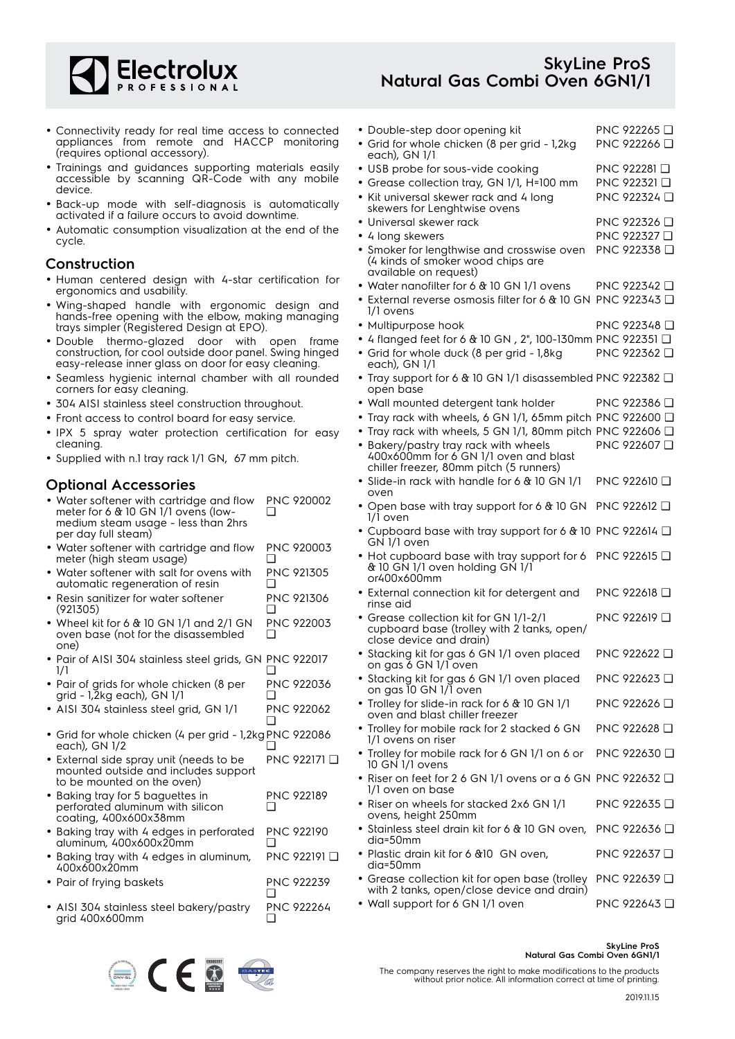- Connectivity ready for real time access to connected appliances from remote and HACCP monitoring (requires optional accessory).
- Trainings and guidances supporting materials easily accessible by scanning QR-Code with any mobile device.
- Back-up mode with self-diagnosis is automatically activated if a failure occurs to avoid downtime.
- Automatic consumption visualization at the end of the cycle.

## Construction

- Human centered design with 4-star certification for ergonomics and usability.
- Wing-shaped handle with ergonomic design and hands-free opening with the elbow, making managing trays simpler (Registered Design at EPO).
- Double thermo-glazed door with open frame construction, for cool outside door panel. Swing hinged easy-release inner glass on door for easy cleaning.
- Seamless hygienic internal chamber with all rounded corners for easy cleaning.
- 304 AISI stainless steel construction throughout.
- Front access to control board for easy service.
- IPX 5 spray water protection certification for easy cleaning.
- Supplied with n.1 tray rack 1/1 GN, 67 mm pitch.

## Optional Accessories

- Water softener with cartridge and flow meter for 6 & 10 GN 1/1 ovens (low-medium steam usage - less than 2hrs per day full steam) PNC 920002 ❑
- Water softener with cartridge and flow meter (high steam usage) PNC 920003 ❑
- Water softener with salt for ovens with automatic regeneration of resin PNC 921305 ❑
- Resin sanitizer for water softener (921305) PNC 921306 ❑
- Wheel kit for 6 & 10 GN 1/1 and 2/1 GN oven base (not for the disassembled one) PNC 922003 ❑
- Pair of AISI 304 stainless steel grids, GN 1/1 PNC 922017 ❑
- Pair of grids for whole chicken (8 per grid - 1,2kg each), GN 1/1 PNC 922036 ❑
- AISI 304 stainless steel grid, GN 1/1 PNC 922062 ❑
- Grid for whole chicken (4 per grid - 1,2kg each), GN 1/2 PNC 922086 ❑
- External side spray unit (needs to be mounted outside and includes support to be mounted on the oven) PNC 922171 ❑
- Baking tray for 5 baguettes in perforated aluminum with silicon coating, 400x600x38mm PNC 922189 ❑
- Baking tray with 4 edges in perforated aluminum, 400x600x20mm PNC 922190 ❑
- Baking tray with 4 edges in aluminum, 400x600x20mm PNC 922191 ❑
- Pair of frying baskets PNC 922239 ❑
- AISI 304 stainless steel bakery/pastry grid 400x600mm PNC 922264 ❑
- Double-step door opening kit PNC 922265 ❑
- Grid for whole chicken (8 per grid - 1,2kg each), GN 1/1 PNC 922266 ❑
- USB probe for sous-vide cooking PNC 922281 ❑
- Grease collection tray, GN 1/1, H=100 mm PNC 922321 ❑
- Kit universal skewer rack and 4 long skewers for Lenghtwise ovens PNC 922324 ❑
- Universal skewer rack PNC 922326 ❑
- 4 long skewers PNC 922327 ❑
- Smoker for lengthwise and crosswise oven (4 kinds of smoker wood chips are available on request) PNC 922338 ❑
- Water nanofilter for 6 & 10 GN 1/1 ovens PNC 922342 ❑
- External reverse osmosis filter for 6 & 10 GN 1/1 ovens PNC 922343 ❑
- Multipurpose hook PNC 922348 ❑
- 4 flanged feet for 6 & 10 GN , 2", 100-130mm PNC 922351 ❑
- Grid for whole duck (8 per grid - 1,8kg each), GN 1/1 PNC 922362 ❑
- Tray support for 6 & 10 GN 1/1 disassembled open base PNC 922382 ❑
- Wall mounted detergent tank holder PNC 922386 ❑
- Tray rack with wheels, 6 GN 1/1, 65mm pitch PNC 922600 ❑
- Tray rack with wheels, 5 GN 1/1, 80mm pitch PNC 922606 ❑
- Bakery/pastry tray rack with wheels 400x600mm for 6 GN 1/1 oven and blast chiller freezer, 80mm pitch (5 runners) PNC 922607 ❑
- Slide-in rack with handle for 6 & 10 GN 1/1 oven PNC 922610 ❑
- Open base with tray support for 6 & 10 GN 1/1 oven PNC 922612 ❑
- Cupboard base with tray support for 6 & 10 GN 1/1 oven PNC 922614 ❑
- Hot cupboard base with tray support for 6 & 10 GN 1/1 oven holding GN 1/1 or400x600mm PNC 922615 ❑
- External connection kit for detergent and rinse aid PNC 922618 ❑
- Grease collection kit for GN 1/1-2/1 cupboard base (trolley with 2 tanks, open/close device and drain) PNC 922619 ❑
- Stacking kit for gas 6 GN 1/1 oven placed on gas 6 GN 1/1 oven PNC 922622 ❑
- Stacking kit for gas 6 GN 1/1 oven placed on gas 10 GN 1/1 oven PNC 922623 ❑
- Trolley for slide-in rack for 6 & 10 GN 1/1 oven and blast chiller freezer PNC 922626 ❑
- Trolley for mobile rack for 2 stacked 6 GN 1/1 ovens on riser PNC 922628 ❑
- Trolley for mobile rack for 6 GN 1/1 on 6 or 10 GN 1/1 ovens PNC 922630 ❑
- Riser on feet for 2 6 GN 1/1 ovens or a 6 GN 1/1 oven on base PNC 922632 ❑
- Riser on wheels for stacked 2x6 GN 1/1 ovens, height 250mm PNC 922635 ❑
- Stainless steel drain kit for 6 & 10 GN oven, dia=50mm PNC 922636 ❑
- Plastic drain kit for 6 &10 GN oven, dia=50mm PNC 922637 ❑
- Grease collection kit for open base (trolley with 2 tanks, open/close device and drain) PNC 922639 ❑
- Wall support for 6 GN 1/1 oven PNC 922643 ❑

The company reserves the right to make modifications to the products without prior notice. All information correct at time of printing.

2019.11.15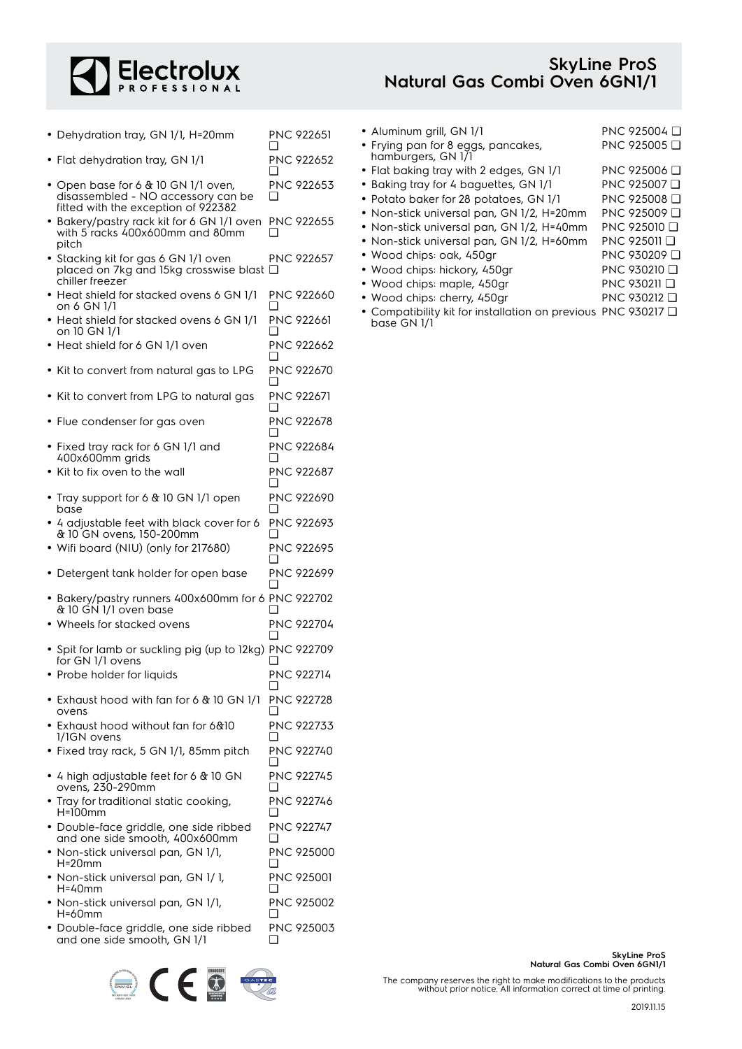- Dehydration tray, GN 1/1, H=20mm PNC 922651 ❑
- Flat dehydration tray, GN 1/1 PNC 922652 ❑
- Open base for 6 & 10 GN 1/1 oven, disassembled - NO accessory can be fitted with the exception of 922382 PNC 922653 ❑
- Bakery/pastry rack kit for 6 GN 1/1 oven with 5 racks 400x600mm and 80mm pitch PNC 922655 ❑
- Stacking kit for gas 6 GN 1/1 oven placed on 7kg and 15kg crosswise blast chiller freezer PNC 922657 ❑
- Heat shield for stacked ovens 6 GN 1/1 on 6 GN 1/1 PNC 922660 ❑
- Heat shield for stacked ovens 6 GN 1/1 on 10 GN 1/1 PNC 922661 ❑
- Heat shield for 6 GN 1/1 oven PNC 922662 ❑
- Kit to convert from natural gas to LPG PNC 922670 ❑
- Kit to convert from LPG to natural gas PNC 922671 ❑
- Flue condenser for gas oven PNC 922678 ❑
- Fixed tray rack for 6 GN 1/1 and 400x600mm grids PNC 922684 ❑
- Kit to fix oven to the wall PNC 922687 ❑
- Tray support for 6 & 10 GN 1/1 open base PNC 922690 ❑
- 4 adjustable feet with black cover for 6 & 10 GN ovens, 150-200mm PNC 922693 ❑
- Wifi board (NIU) (only for 217680) PNC 922695 ❑
- Detergent tank holder for open base PNC 922699 ❑
- Bakery/pastry runners 400x600mm for 6 & 10 GN 1/1 oven base PNC 922702 ❑
- Wheels for stacked ovens PNC 922704 ❑
- Spit for lamb or suckling pig (up to 12kg) for GN 1/1 ovens PNC 922709 ❑
- Probe holder for liquids PNC 922714 ❑
- Exhaust hood with fan for 6 & 10 GN 1/1 ovens PNC 922728 ❑
- Exhaust hood without fan for 6&10 1/1GN ovens PNC 922733 ❑
- Fixed tray rack, 5 GN 1/1, 85mm pitch PNC 922740 ❑
- 4 high adjustable feet for 6 & 10 GN ovens, 230-290mm PNC 922745 ❑
- Tray for traditional static cooking, H=100mm PNC 922746 ❑
- Double-face griddle, one side ribbed and one side smooth, 400x600mm PNC 922747 ❑
- Non-stick universal pan, GN 1/1, H=20mm PNC 925000 ❑
- Non-stick universal pan, GN 1/ 1, H=40mm PNC 925001 ❑
- Non-stick universal pan, GN 1/1, H=60mm PNC 925002 ❑
- Double-face griddle, one side ribbed and one side smooth, GN 1/1 PNC 925003 ❑
- Aluminum grill, GN 1/1 PNC 925004 ❑
- Frying pan for 8 eggs, pancakes, hamburgers, GN 1/1 PNC 925005 ❑
- Flat baking tray with 2 edges, GN 1/1 PNC 925006 ❑
- Baking tray for 4 baguettes, GN 1/1 PNC 925007 ❑
- Potato baker for 28 potatoes, GN 1/1 PNC 925008 ❑
- Non-stick universal pan, GN 1/2, H=20mm PNC 925009 ❑
- Non-stick universal pan, GN 1/2, H=40mm PNC 925010 ❑
- Non-stick universal pan, GN 1/2, H=60mm PNC 925011 ❑
- Wood chips: oak, 450gr PNC 930209 ❑
- Wood chips: hickory, 450gr PNC 930210 ❑
- Wood chips: maple, 450gr PNC 930211 ❑
- Wood chips: cherry, 450gr PNC 930212 ❑
- Compatibility kit for installation on previous base GN 1/1 PNC 930217 ❑

The company reserves the right to make modifications to the products without prior notice. All information correct at time of printing.

2019.11.15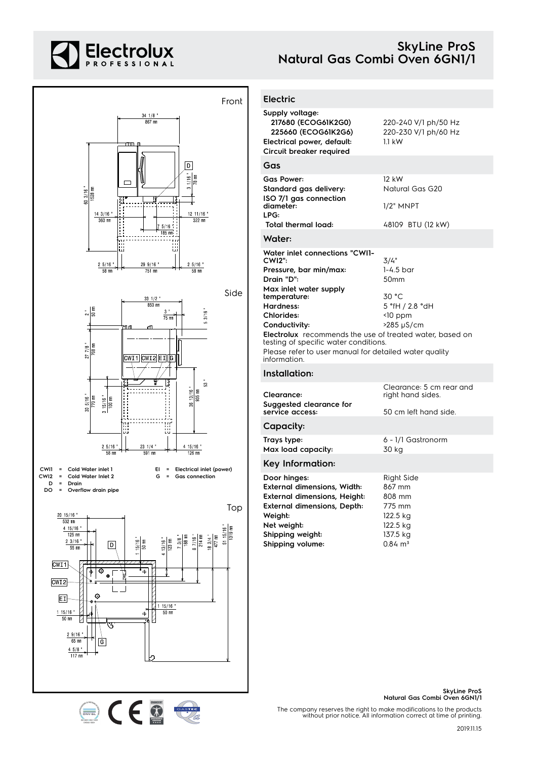# SkyLine ProS
# Natural Gas Combi Oven 6GN1/1

Front

34 1/8 "
867 mm

D

60 3/16 "
1528 mm

3 1/16 "
78 mm

14 3/16 "
360 mm

12 11/16 "
322 mm

7 5/16 "
185 mm

2 5/16 "
58 mm

29 9/16 "
751 mm

2 5/16 "
58 mm

Side

33 1/2 "
850 mm

2 "
50 mm

3 "
75 mm

5 3/16 "

27 7/8 "
708 mm

CWI1 CWI2 EI G

53 °

30 5/16 "
770 mm

3 15/16 "
100 mm

36 13/16 "
935 mm

2 5/16 "
58 mm

23 1/4 "
591 mm

4 15/16 "
126 mm

CWI1 = Cold Water inlet 1
CWI2 = Cold Water Inlet 2
D = Drain
DO = Overflow drain pipe
EI = Electrical inlet (power)
G = Gas connection

Top

20 15/16 "
532 mm

4 15/16 "
125 mm

2 3/16 "
55 mm

D

1 15/16 "
50 mm

4 13/16 "
123 mm

7 3/8 "
188 mm

8 7/16 "
214 mm

18 3/4 "
477 mm

51 15/16 "
1319 mm

CWI1

CWI2

EI

1 15/16 "
50 mm

1 15/16 "
50 mm

2 9/16 "
65 mm

G

4 5/8 "
117 mm

## Electric

| | |
|---|---|
| **Supply voltage:** | |
| **217680 (ECOG61K2G0)** | 220-240 V/1 ph/50 Hz |
| **225660 (ECOG61K2G6)** | 220-230 V/1 ph/60 Hz |
| **Electrical power, default:** | 1.1 kW |
| **Circuit breaker required** | |

## Gas

| | |
|---|---|
| **Gas Power:** | 12 kW |
| **Standard gas delivery:** | Natural Gas G20 |
| **ISO 7/1 gas connection diameter:** | 1/2" MNPT |
| **LPG:** | |
| **Total thermal load:** | 48109 BTU (12 kW) |

## Water:

| | |
|---|---|
| **Water inlet connections "CWI1-CWI2":** | 3/4" |
| **Pressure, bar min/max:** | 1-4.5 bar |
| **Drain "D":** | 50mm |
| **Max inlet water supply temperature:** | 30 °C |
| **Hardness:** | 5 °fH / 2.8 °dH |
| **Chlorides:** | <10 ppm |
| **Conductivity:** | >285 µS/cm |

**Electrolux** recommends the use of treated water, based on testing of specific water conditions.

Please refer to user manual for detailed water quality information.

## Installation:

| | |
|---|---|
| **Clearance:** | Clearance: 5 cm rear and right hand sides. |
| **Suggested clearance for service access:** | 50 cm left hand side. |

## Capacity:

| | |
|---|---|
| **Trays type:** | 6 - 1/1 Gastronorm |
| **Max load capacity:** | 30 kg |

## Key Information:

| | |
|---|---|
| **Door hinges:** | Right Side |
| **External dimensions, Width:** | 867 mm |
| **External dimensions, Height:** | 808 mm |
| **External dimensions, Depth:** | 775 mm |
| **Weight:** | 122.5 kg |
| **Net weight:** | 122.5 kg |
| **Shipping weight:** | 137.5 kg |
| **Shipping volume:** | 0.84 m³ |

The company reserves the right to make modifications to the products without prior notice. All information correct at time of printing.

2019.11.15